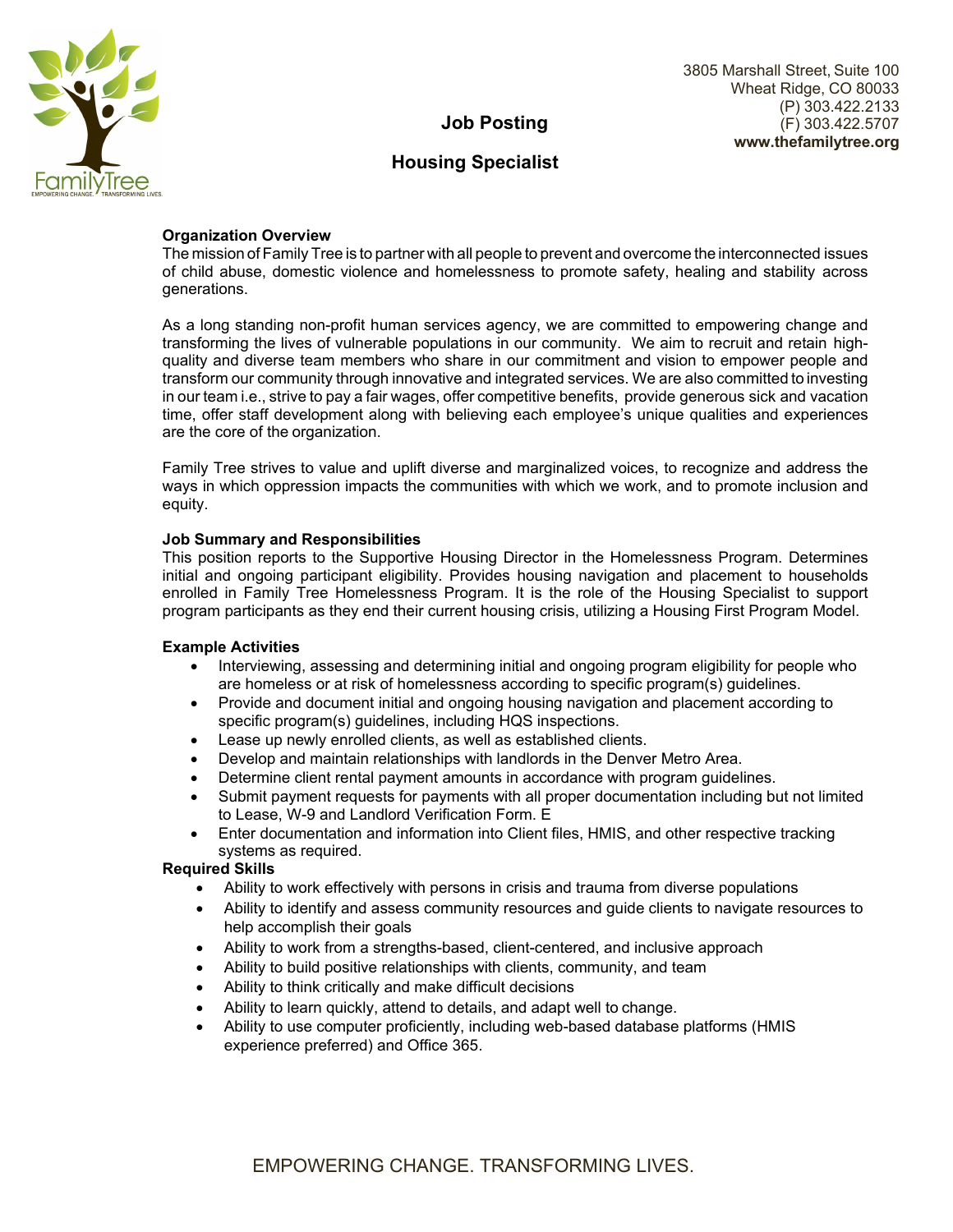FamilyTree
EMPOWERING CHANGE. TRANSFORMING LIVES.

3805 Marshall Street, Suite 100
Wheat Ridge, CO 80033
(P) 303.422.2133
(F) 303.422.5707
**www.thefamilytree.org**

# Job Posting

## Housing Specialist

**Organization Overview**

The mission of Family Tree is to partner with all people to prevent and overcome the interconnected issues of child abuse, domestic violence and homelessness to promote safety, healing and stability across generations.

As a long standing non-profit human services agency, we are committed to empowering change and transforming the lives of vulnerable populations in our community. We aim to recruit and retain high-quality and diverse team members who share in our commitment and vision to empower people and transform our community through innovative and integrated services. We are also committed to investing in our team i.e., strive to pay a fair wages, offer competitive benefits, provide generous sick and vacation time, offer staff development along with believing each employee's unique qualities and experiences are the core of the organization.

Family Tree strives to value and uplift diverse and marginalized voices, to recognize and address the ways in which oppression impacts the communities with which we work, and to promote inclusion and equity.

**Job Summary and Responsibilities**

This position reports to the Supportive Housing Director in the Homelessness Program. Determines initial and ongoing participant eligibility. Provides housing navigation and placement to households enrolled in Family Tree Homelessness Program. It is the role of the Housing Specialist to support program participants as they end their current housing crisis, utilizing a Housing First Program Model.

**Example Activities**

- Interviewing, assessing and determining initial and ongoing program eligibility for people who are homeless or at risk of homelessness according to specific program(s) guidelines.
- Provide and document initial and ongoing housing navigation and placement according to specific program(s) guidelines, including HQS inspections.
- Lease up newly enrolled clients, as well as established clients.
- Develop and maintain relationships with landlords in the Denver Metro Area.
- Determine client rental payment amounts in accordance with program guidelines.
- Submit payment requests for payments with all proper documentation including but not limited to Lease, W-9 and Landlord Verification Form. E
- Enter documentation and information into Client files, HMIS, and other respective tracking systems as required.

**Required Skills**

- Ability to work effectively with persons in crisis and trauma from diverse populations
- Ability to identify and assess community resources and guide clients to navigate resources to help accomplish their goals
- Ability to work from a strengths-based, client-centered, and inclusive approach
- Ability to build positive relationships with clients, community, and team
- Ability to think critically and make difficult decisions
- Ability to learn quickly, attend to details, and adapt well to change.
- Ability to use computer proficiently, including web-based database platforms (HMIS experience preferred) and Office 365.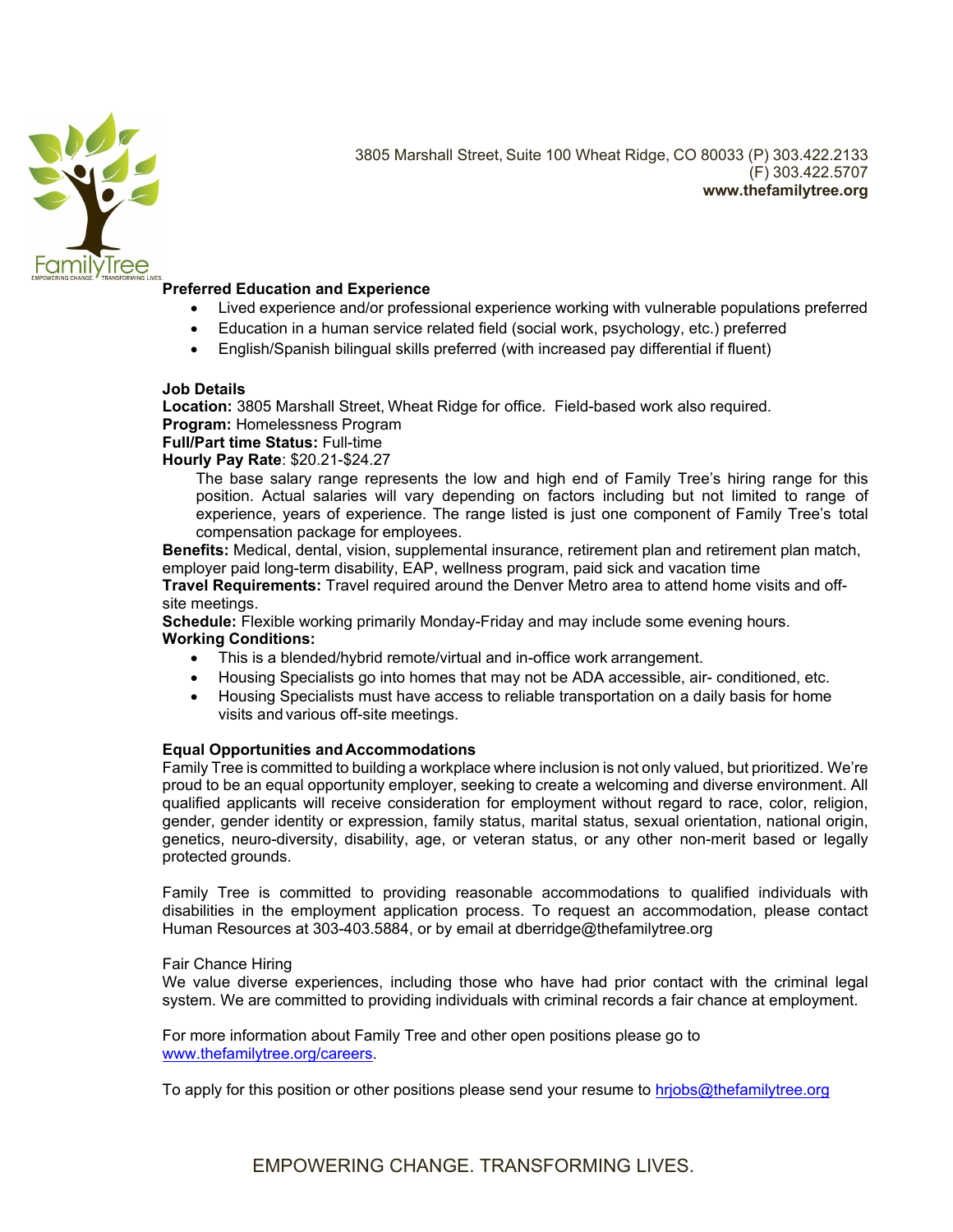3805 Marshall Street, Suite 100 Wheat Ridge, CO 80033 (P) 303.422.2133
(F) 303.422.5707
**www.thefamilytree.org**

**Preferred Education and Experience**

- Lived experience and/or professional experience working with vulnerable populations preferred
- Education in a human service related field (social work, psychology, etc.) preferred
- English/Spanish bilingual skills preferred (with increased pay differential if fluent)

**Job Details**

**Location:** 3805 Marshall Street, Wheat Ridge for office. Field-based work also required.
**Program:** Homelessness Program
**Full/Part time Status:** Full-time
**Hourly Pay Rate**: $20.21-$24.27

The base salary range represents the low and high end of Family Tree's hiring range for this position. Actual salaries will vary depending on factors including but not limited to range of experience, years of experience. The range listed is just one component of Family Tree's total compensation package for employees.

**Benefits:** Medical, dental, vision, supplemental insurance, retirement plan and retirement plan match, employer paid long-term disability, EAP, wellness program, paid sick and vacation time
**Travel Requirements:** Travel required around the Denver Metro area to attend home visits and off-site meetings.
**Schedule:** Flexible working primarily Monday-Friday and may include some evening hours.
**Working Conditions:**

- This is a blended/hybrid remote/virtual and in-office work arrangement.
- Housing Specialists go into homes that may not be ADA accessible, air- conditioned, etc.
- Housing Specialists must have access to reliable transportation on a daily basis for home visits and various off-site meetings.

**Equal Opportunities and Accommodations**

Family Tree is committed to building a workplace where inclusion is not only valued, but prioritized. We're proud to be an equal opportunity employer, seeking to create a welcoming and diverse environment. All qualified applicants will receive consideration for employment without regard to race, color, religion, gender, gender identity or expression, family status, marital status, sexual orientation, national origin, genetics, neuro-diversity, disability, age, or veteran status, or any other non-merit based or legally protected grounds.

Family Tree is committed to providing reasonable accommodations to qualified individuals with disabilities in the employment application process. To request an accommodation, please contact Human Resources at 303-403.5884, or by email at dberridge@thefamilytree.org

Fair Chance Hiring

We value diverse experiences, including those who have had prior contact with the criminal legal system. We are committed to providing individuals with criminal records a fair chance at employment.

For more information about Family Tree and other open positions please go to www.thefamilytree.org/careers.

To apply for this position or other positions please send your resume to hrjobs@thefamilytree.org

EMPOWERING CHANGE. TRANSFORMING LIVES.